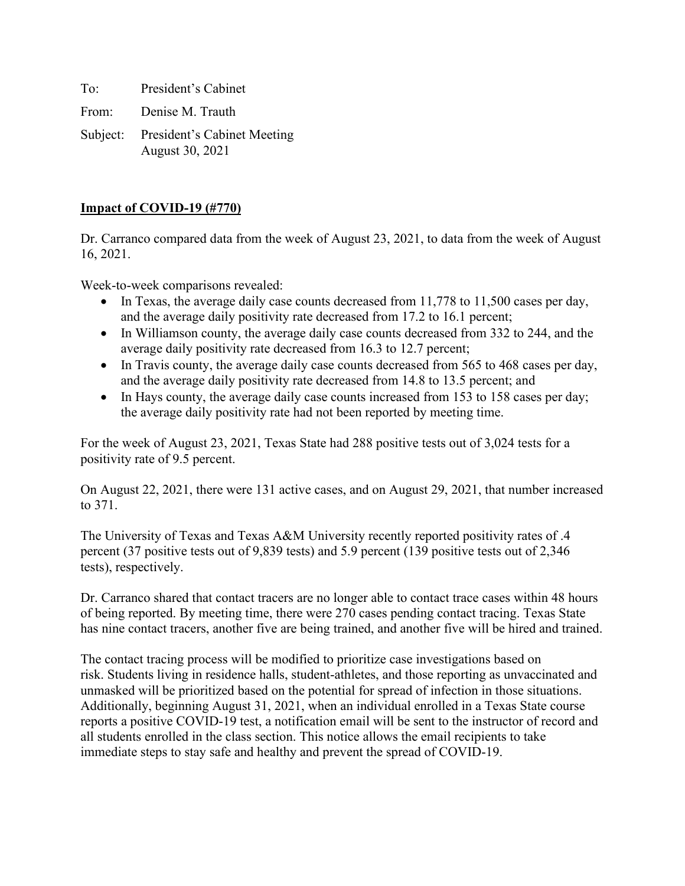To: President's Cabinet

From: Denise M. Trauth

Subject: President's Cabinet Meeting
August 30, 2021

**Impact of COVID-19 (#770)**

Dr. Carranco compared data from the week of August 23, 2021, to data from the week of August 16, 2021.

Week-to-week comparisons revealed:

- In Texas, the average daily case counts decreased from 11,778 to 11,500 cases per day, and the average daily positivity rate decreased from 17.2 to 16.1 percent;
- In Williamson county, the average daily case counts decreased from 332 to 244, and the average daily positivity rate decreased from 16.3 to 12.7 percent;
- In Travis county, the average daily case counts decreased from 565 to 468 cases per day, and the average daily positivity rate decreased from 14.8 to 13.5 percent; and
- In Hays county, the average daily case counts increased from 153 to 158 cases per day; the average daily positivity rate had not been reported by meeting time.

For the week of August 23, 2021, Texas State had 288 positive tests out of 3,024 tests for a positivity rate of 9.5 percent.

On August 22, 2021, there were 131 active cases, and on August 29, 2021, that number increased to 371.

The University of Texas and Texas A&M University recently reported positivity rates of .4 percent (37 positive tests out of 9,839 tests) and 5.9 percent (139 positive tests out of 2,346 tests), respectively.

Dr. Carranco shared that contact tracers are no longer able to contact trace cases within 48 hours of being reported. By meeting time, there were 270 cases pending contact tracing. Texas State has nine contact tracers, another five are being trained, and another five will be hired and trained.

The contact tracing process will be modified to prioritize case investigations based on risk. Students living in residence halls, student-athletes, and those reporting as unvaccinated and unmasked will be prioritized based on the potential for spread of infection in those situations. Additionally, beginning August 31, 2021, when an individual enrolled in a Texas State course reports a positive COVID-19 test, a notification email will be sent to the instructor of record and all students enrolled in the class section. This notice allows the email recipients to take immediate steps to stay safe and healthy and prevent the spread of COVID-19.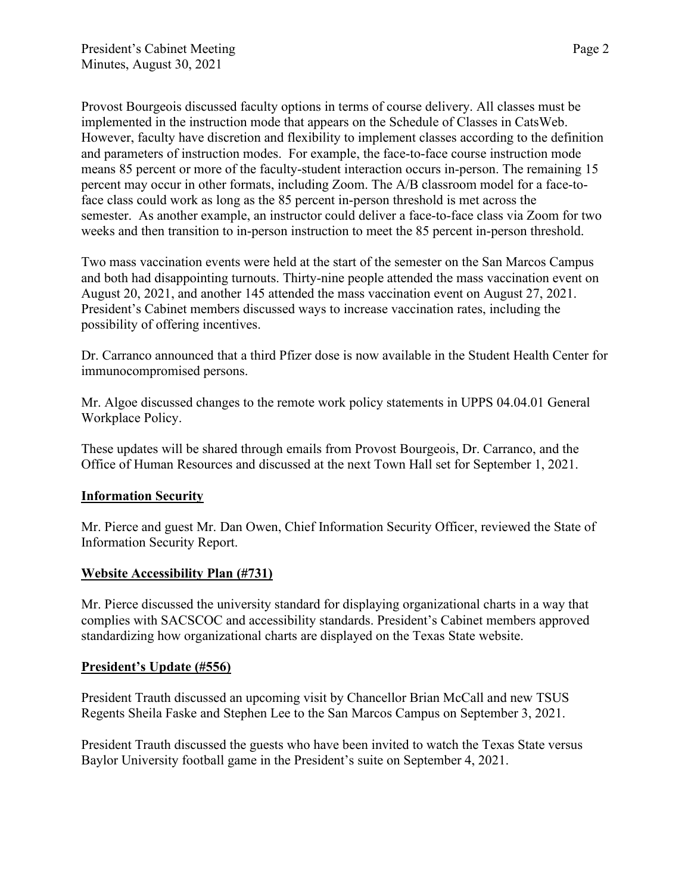Provost Bourgeois discussed faculty options in terms of course delivery. All classes must be implemented in the instruction mode that appears on the Schedule of Classes in CatsWeb. However, faculty have discretion and flexibility to implement classes according to the definition and parameters of instruction modes. For example, the face-to-face course instruction mode means 85 percent or more of the faculty-student interaction occurs in-person. The remaining 15 percent may occur in other formats, including Zoom. The A/B classroom model for a face-to-face class could work as long as the 85 percent in-person threshold is met across the semester. As another example, an instructor could deliver a face-to-face class via Zoom for two weeks and then transition to in-person instruction to meet the 85 percent in-person threshold.

Two mass vaccination events were held at the start of the semester on the San Marcos Campus and both had disappointing turnouts. Thirty-nine people attended the mass vaccination event on August 20, 2021, and another 145 attended the mass vaccination event on August 27, 2021. President's Cabinet members discussed ways to increase vaccination rates, including the possibility of offering incentives.

Dr. Carranco announced that a third Pfizer dose is now available in the Student Health Center for immunocompromised persons.

Mr. Algoe discussed changes to the remote work policy statements in UPPS 04.04.01 General Workplace Policy.

These updates will be shared through emails from Provost Bourgeois, Dr. Carranco, and the Office of Human Resources and discussed at the next Town Hall set for September 1, 2021.

## Information Security

Mr. Pierce and guest Mr. Dan Owen, Chief Information Security Officer, reviewed the State of Information Security Report.

## Website Accessibility Plan (#731)

Mr. Pierce discussed the university standard for displaying organizational charts in a way that complies with SACSCOC and accessibility standards. President's Cabinet members approved standardizing how organizational charts are displayed on the Texas State website.

## President's Update (#556)

President Trauth discussed an upcoming visit by Chancellor Brian McCall and new TSUS Regents Sheila Faske and Stephen Lee to the San Marcos Campus on September 3, 2021.

President Trauth discussed the guests who have been invited to watch the Texas State versus Baylor University football game in the President's suite on September 4, 2021.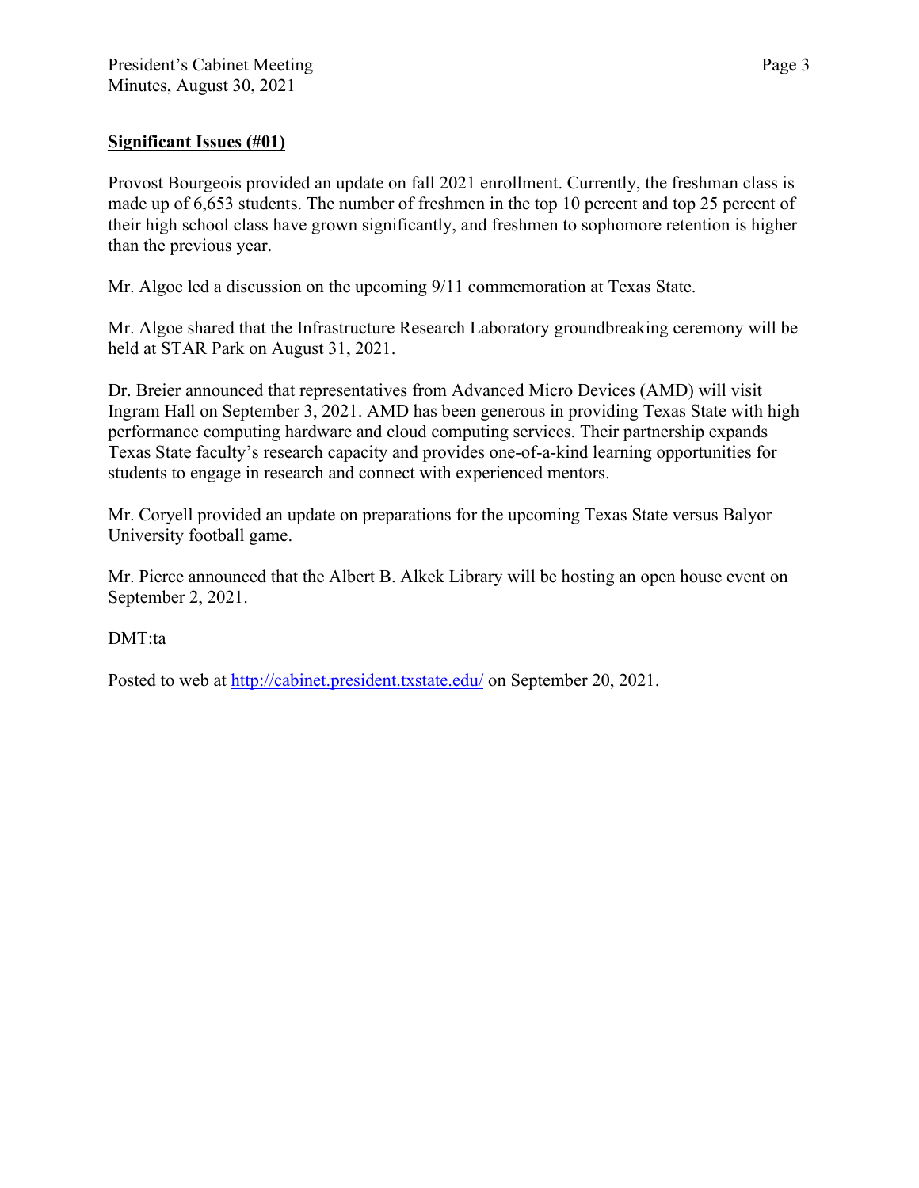**Significant Issues (#01)**

Provost Bourgeois provided an update on fall 2021 enrollment. Currently, the freshman class is made up of 6,653 students. The number of freshmen in the top 10 percent and top 25 percent of their high school class have grown significantly, and freshmen to sophomore retention is higher than the previous year.

Mr. Algoe led a discussion on the upcoming 9/11 commemoration at Texas State.

Mr. Algoe shared that the Infrastructure Research Laboratory groundbreaking ceremony will be held at STAR Park on August 31, 2021.

Dr. Breier announced that representatives from Advanced Micro Devices (AMD) will visit Ingram Hall on September 3, 2021. AMD has been generous in providing Texas State with high performance computing hardware and cloud computing services. Their partnership expands Texas State faculty's research capacity and provides one-of-a-kind learning opportunities for students to engage in research and connect with experienced mentors.

Mr. Coryell provided an update on preparations for the upcoming Texas State versus Balyor University football game.

Mr. Pierce announced that the Albert B. Alkek Library will be hosting an open house event on September 2, 2021.

DMT:ta

Posted to web at http://cabinet.president.txstate.edu/ on September 20, 2021.